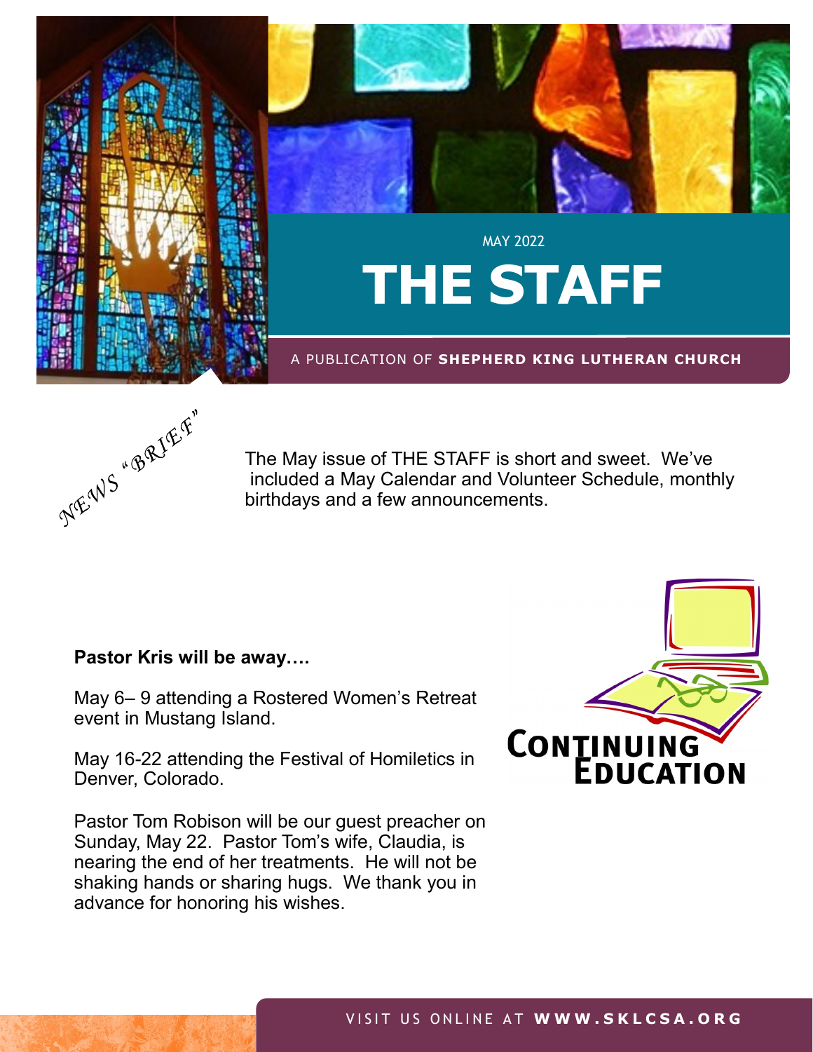MAY 2022

# THE STAFF

A PUBLICATION OF **SHEPHERD KING LUTHERAN CHURCH**

*NEWS "BRIEF"*

The May issue of THE STAFF is short and sweet. We've included a May Calendar and Volunteer Schedule, monthly birthdays and a few announcements.

**Pastor Kris will be away….**

May 6– 9 attending a Rostered Women's Retreat event in Mustang Island.

May 16-22 attending the Festival of Homiletics in Denver, Colorado.

Pastor Tom Robison will be our guest preacher on Sunday, May 22. Pastor Tom's wife, Claudia, is nearing the end of her treatments. He will not be shaking hands or sharing hugs. We thank you in advance for honoring his wishes.

CONTINUING EDUCATION

VISIT US ONLINE AT **WWW.SKLCSA.ORG**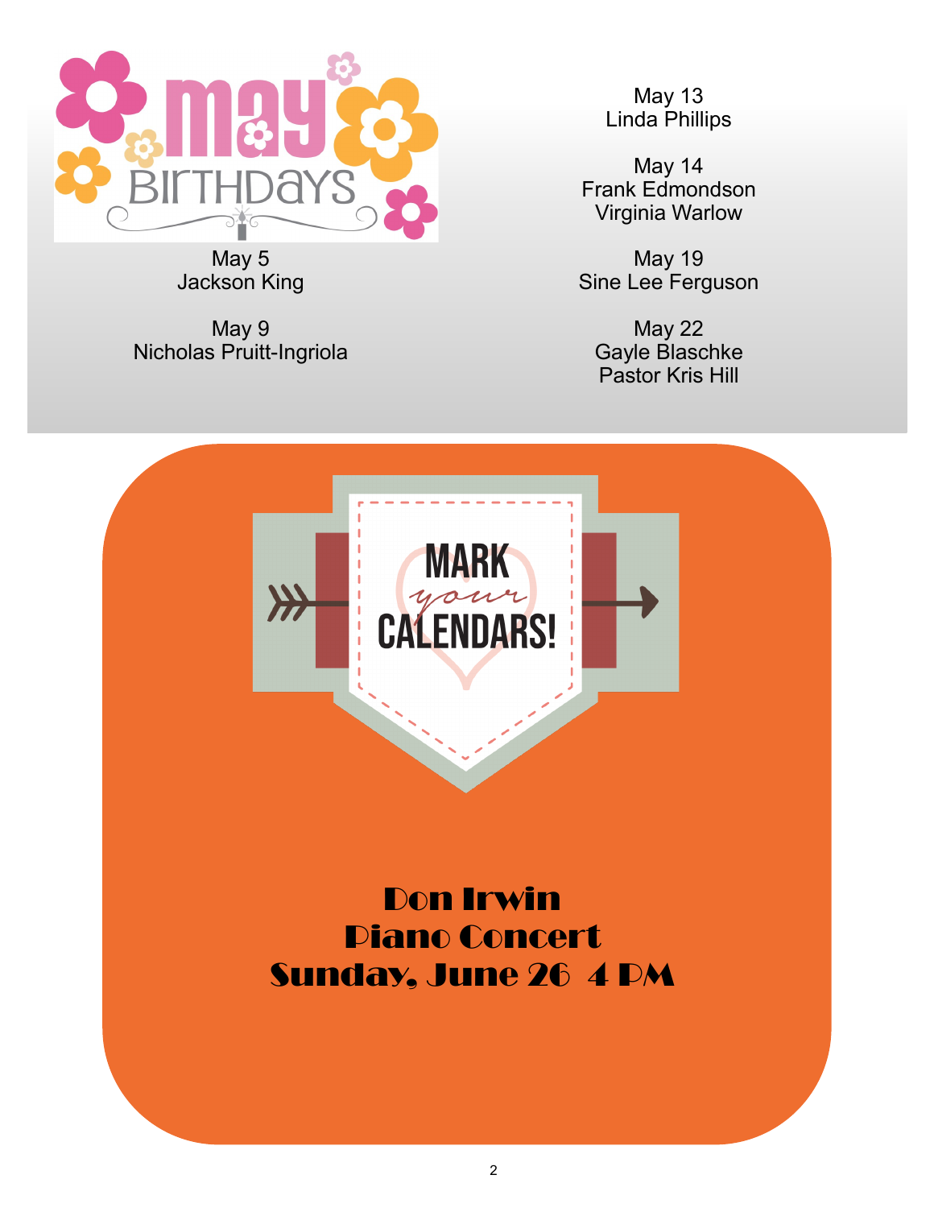## May Birthdays

May 5
Jackson King

May 9
Nicholas Pruitt-Ingriola

May 13
Linda Phillips

May 14
Frank Edmondson
Virginia Warlow

May 19
Sine Lee Ferguson

May 22
Gayle Blaschke
Pastor Kris Hill

## MARK *your* CALENDARS!

**Don Irwin**
**Piano Concert**
**Sunday, June 26 4 PM**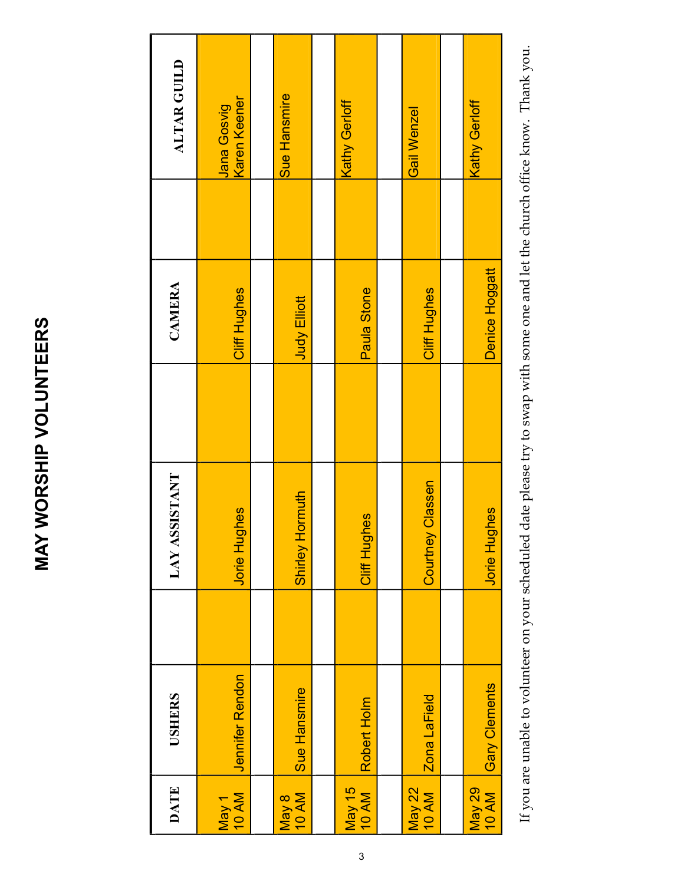# MAY WORSHIP VOLUNTEERS

| DATE | USHERS | | LAY ASSISTANT | | CAMERA | | ALTAR GUILD |
|---|---|---|---|---|---|---|---|
| May 1 10 AM | Jennifer Rendon | | Jorie Hughes | | Cliff Hughes | | Jana Gosvig Karen Keener |
| May 8 10 AM | Sue Hansmire | | Shirley Hormuth | | Judy Elliott | | Sue Hansmire |
| May 15 10 AM | Robert Holm | | Cliff Hughes | | Paula Stone | | Kathy Gerloff |
| May 22 10 AM | Zona LaField | | Courtney Classen | | Cliff Hughes | | Gail Wenzel |
| May 29 10 AM | Gary Clements | | Jorie Hughes | | Denice Hoggatt | | Kathy Gerloff |

If you are unable to volunteer on your scheduled date please try to swap with some one and let the church office know. Thank you.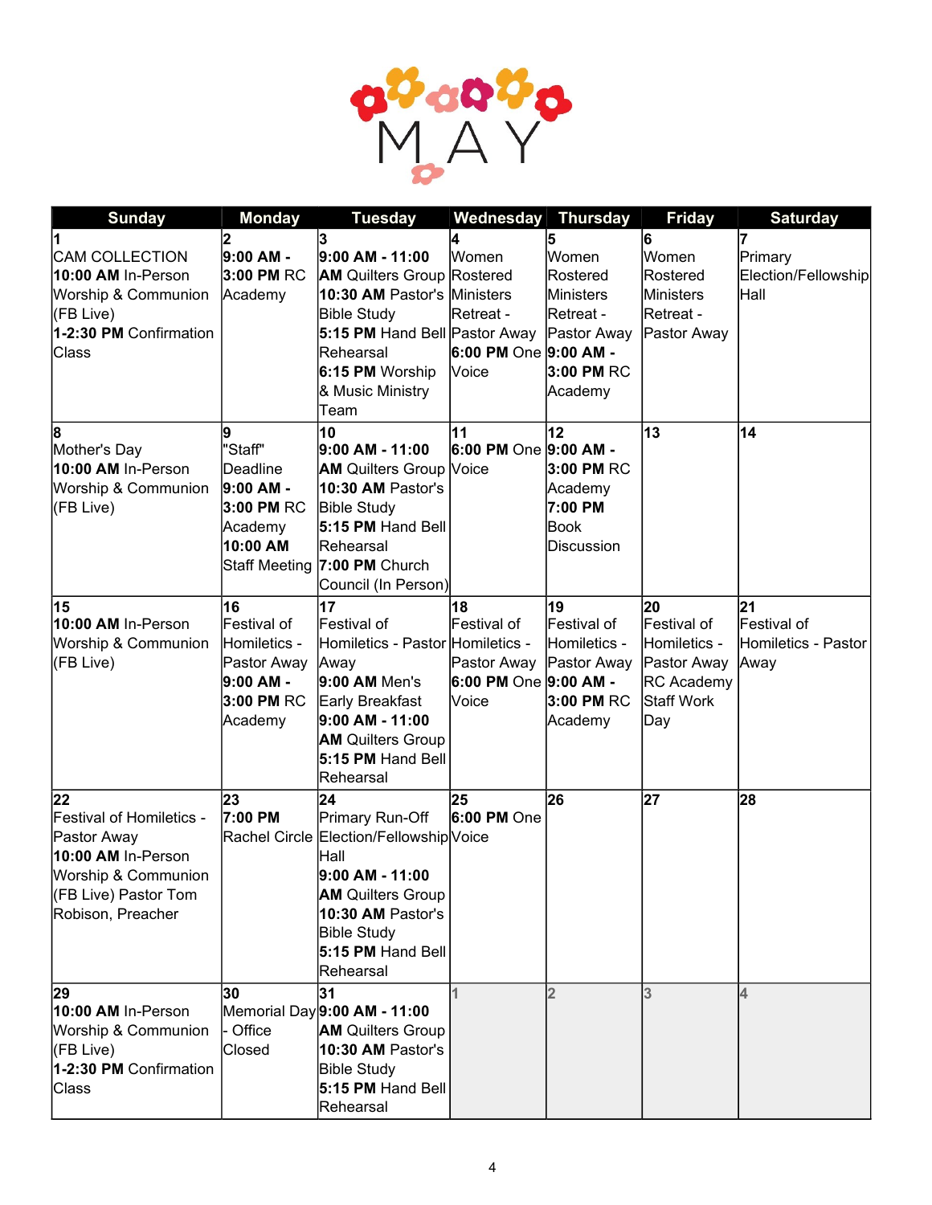# MAY

| Sunday | Monday | Tuesday | Wednesday | Thursday | Friday | Saturday |
|---|---|---|---|---|---|---|
| **1**<br>CAM COLLECTION<br>**10:00 AM** In-Person Worship & Communion (FB Live)<br>**1-2:30 PM** Confirmation Class | **2**<br>**9:00 AM - 3:00 PM** RC Academy | **3**<br>**9:00 AM - 11:00 AM** Quilters Group<br>**10:30 AM** Pastor's Bible Study<br>**5:15 PM** Hand Bell Rehearsal<br>**6:15 PM** Worship & Music Ministry Team | **4**<br>Women Rostered Ministers Retreat - Pastor Away<br>**6:00 PM** One Voice | **5**<br>Women Rostered Ministers Retreat - Pastor Away<br>**9:00 AM - 3:00 PM** RC Academy | **6**<br>Women Rostered Ministers Retreat - Pastor Away | **7**<br>Primary Election/Fellowship Hall |
| **8**<br>Mother's Day<br>**10:00 AM** In-Person Worship & Communion (FB Live) | **9**<br>"Staff" Deadline<br>**9:00 AM - 3:00 PM** RC Academy<br>**10:00 AM** Staff Meeting | **10**<br>**9:00 AM - 11:00 AM** Quilters Group<br>**10:30 AM** Pastor's Bible Study<br>**5:15 PM** Hand Bell Rehearsal<br>**7:00 PM** Church Council (In Person) | **11**<br>**6:00 PM** One Voice | **12**<br>**9:00 AM - 3:00 PM** RC Academy<br>**7:00 PM** Book Discussion | **13** | **14** |
| **15**<br>**10:00 AM** In-Person Worship & Communion (FB Live) | **16**<br>Festival of Homiletics - Pastor Away<br>**9:00 AM - 3:00 PM** RC Academy | **17**<br>Festival of Homiletics - Pastor Away<br>**9:00 AM** Men's Early Breakfast<br>**9:00 AM - 11:00 AM** Quilters Group<br>**5:15 PM** Hand Bell Rehearsal | **18**<br>Festival of Homiletics - Pastor Away<br>**6:00 PM** One Voice | **19**<br>Festival of Homiletics - Pastor Away<br>**9:00 AM - 3:00 PM** RC Academy | **20**<br>Festival of Homiletics - Pastor Away<br>RC Academy Staff Work Day | **21**<br>Festival of Homiletics - Pastor Away |
| **22**<br>Festival of Homiletics - Pastor Away<br>**10:00 AM** In-Person Worship & Communion (FB Live) Pastor Tom Robison, Preacher | **23**<br>**7:00 PM** Rachel Circle | **24**<br>Primary Run-Off Election/Fellowship Hall<br>**9:00 AM - 11:00 AM** Quilters Group<br>**10:30 AM** Pastor's Bible Study<br>**5:15 PM** Hand Bell Rehearsal | **25**<br>**6:00 PM** One Voice | **26** | **27** | **28** |
| **29**<br>**10:00 AM** In-Person Worship & Communion (FB Live)<br>**1-2:30 PM** Confirmation Class | **30**<br>Memorial Day - Office Closed | **31**<br>**9:00 AM - 11:00 AM** Quilters Group<br>**10:30 AM** Pastor's Bible Study<br>**5:15 PM** Hand Bell Rehearsal | 1 | 2 | 3 | 4 |